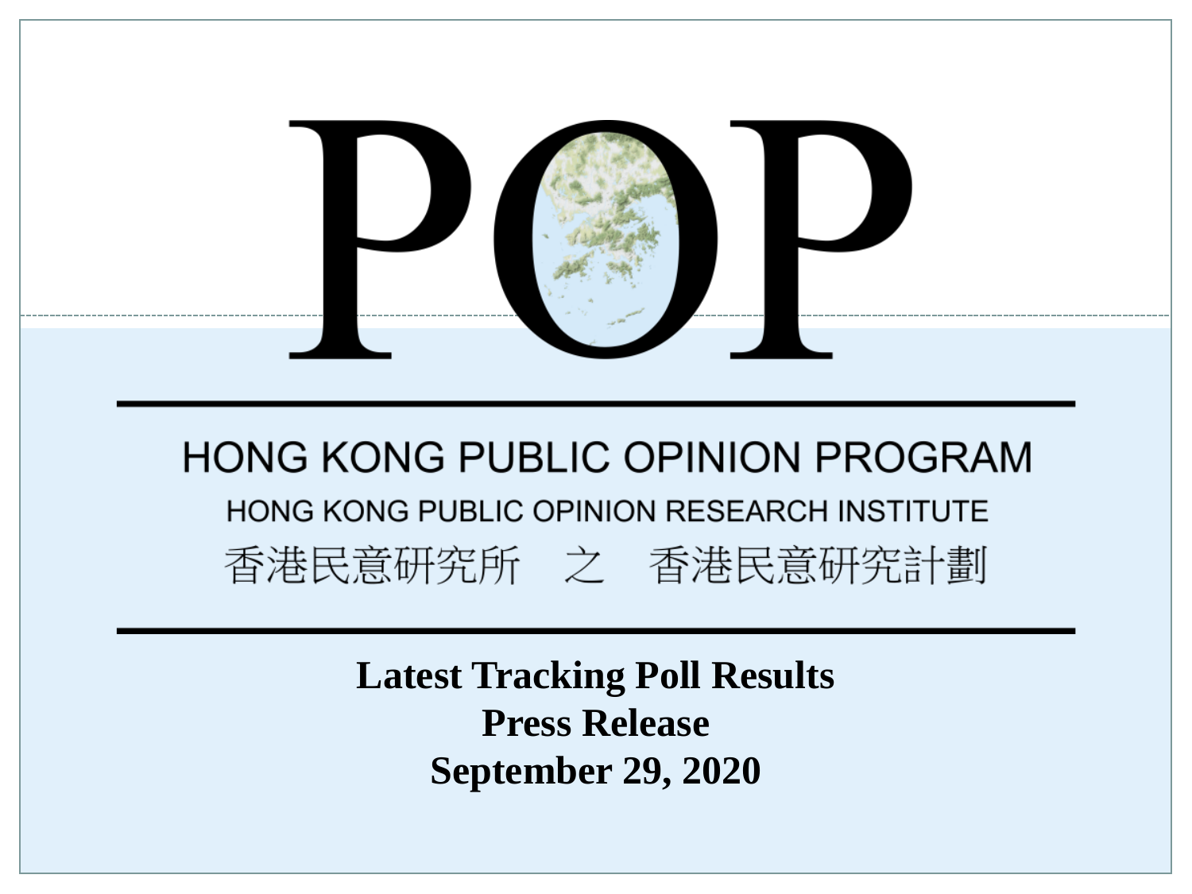# POP

## HONG KONG PUBLIC OPINION PROGRAM

HONG KONG PUBLIC OPINION RESEARCH INSTITUTE

香港民意研究所　之　香港民意研究計劃

**Latest Tracking Poll Results**
**Press Release**
**September 29, 2020**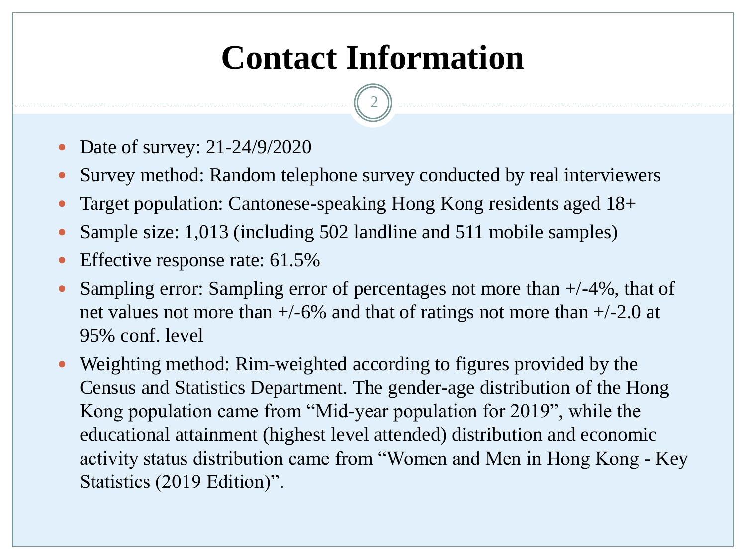# Contact Information

- Date of survey: 21-24/9/2020
- Survey method: Random telephone survey conducted by real interviewers
- Target population: Cantonese-speaking Hong Kong residents aged 18+
- Sample size: 1,013 (including 502 landline and 511 mobile samples)
- Effective response rate: 61.5%
- Sampling error: Sampling error of percentages not more than +/-4%, that of net values not more than +/-6% and that of ratings not more than +/-2.0 at 95% conf. level
- Weighting method: Rim-weighted according to figures provided by the Census and Statistics Department. The gender-age distribution of the Hong Kong population came from "Mid-year population for 2019", while the educational attainment (highest level attended) distribution and economic activity status distribution came from "Women and Men in Hong Kong - Key Statistics (2019 Edition)".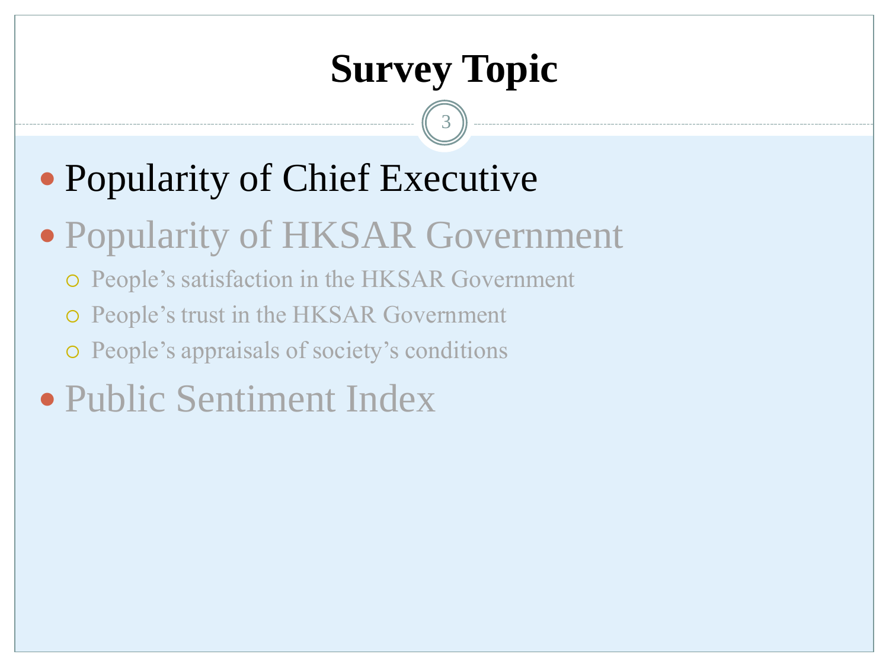# Survey Topic

- Popularity of Chief Executive
- Popularity of HKSAR Government
  - People's satisfaction in the HKSAR Government
  - People's trust in the HKSAR Government
  - People's appraisals of society's conditions
- Public Sentiment Index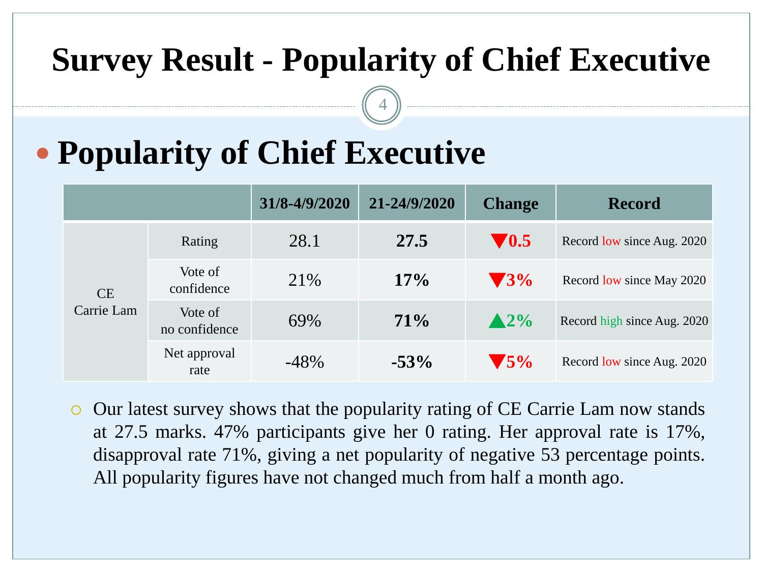# Survey Result - Popularity of Chief Executive

## Popularity of Chief Executive

| | | 31/8-4/9/2020 | 21-24/9/2020 | Change | Record |
|---|---|---|---|---|---|
| CE Carrie Lam | Rating | 28.1 | **27.5** | ▼0.5 | Record low since Aug. 2020 |
| | Vote of confidence | 21% | **17%** | ▼3% | Record low since May 2020 |
| | Vote of no confidence | 69% | **71%** | ▲2% | Record high since Aug. 2020 |
| | Net approval rate | -48% | **-53%** | ▼5% | Record low since Aug. 2020 |

- Our latest survey shows that the popularity rating of CE Carrie Lam now stands at 27.5 marks. 47% participants give her 0 rating. Her approval rate is 17%, disapproval rate 71%, giving a net popularity of negative 53 percentage points. All popularity figures have not changed much from half a month ago.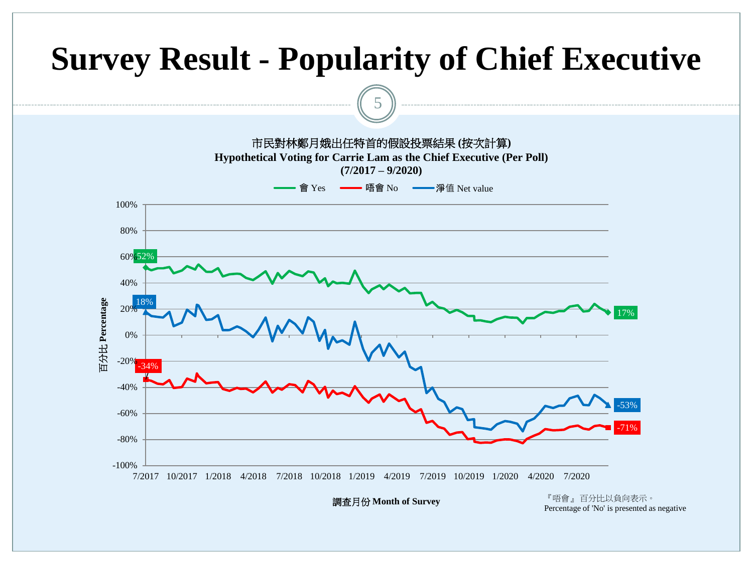# Survey Result - Popularity of Chief Executive

市民對林鄭月娥出任特首的假設投票結果 (按次計算)
**Hypothetical Voting for Carrie Lam as the Chief Executive (Per Poll)**
**(7/2017 – 9/2020)**

會 Yes 唔會 No 淨值 Net value

百分比 Percentage

調查月份 Month of Survey

『唔會』百分比以負向表示。
Percentage of 'No' is presented as negative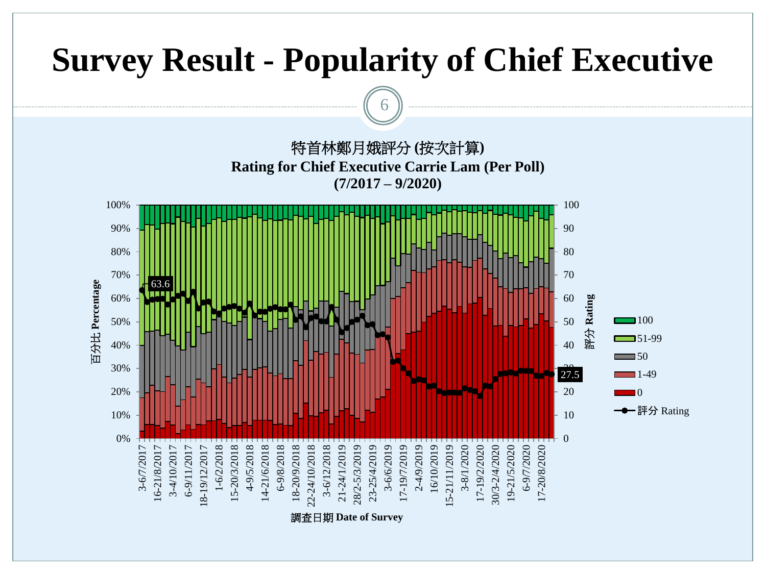# Survey Result - Popularity of Chief Executive

特首林鄭月娥評分 (按次計算)
**Rating for Chief Executive Carrie Lam (Per Poll)**
**(7/2017 – 9/2020)**

百分比 Percentage | 評分 Rating

63.6

27.5

Legend: 100 | 51-99 | 50 | 1-49 | 0 | 評分 Rating

3-6/7/2017, 16-21/8/2017, 3-4/10/2017, 6-9/11/2017, 18-19/12/2017, 1-6/2/2018, 15-20/3/2018, 4-9/5/2018, 14-21/6/2018, 6-9/8/2018, 18-20/9/2018, 22-24/10/2018, 3-6/12/2018, 21-24/1/2019, 28/2-5/3/2019, 23-25/4/2019, 3-6/6/2019, 17-19/7/2019, 2-4/9/2019, 16/10/2019, 15-21/11/2019, 3-8/1/2020, 17-19/2/2020, 30/3-2/4/2020, 19-21/5/2020, 6-9/7/2020, 17-20/8/2020

調查日期 **Date of Survey**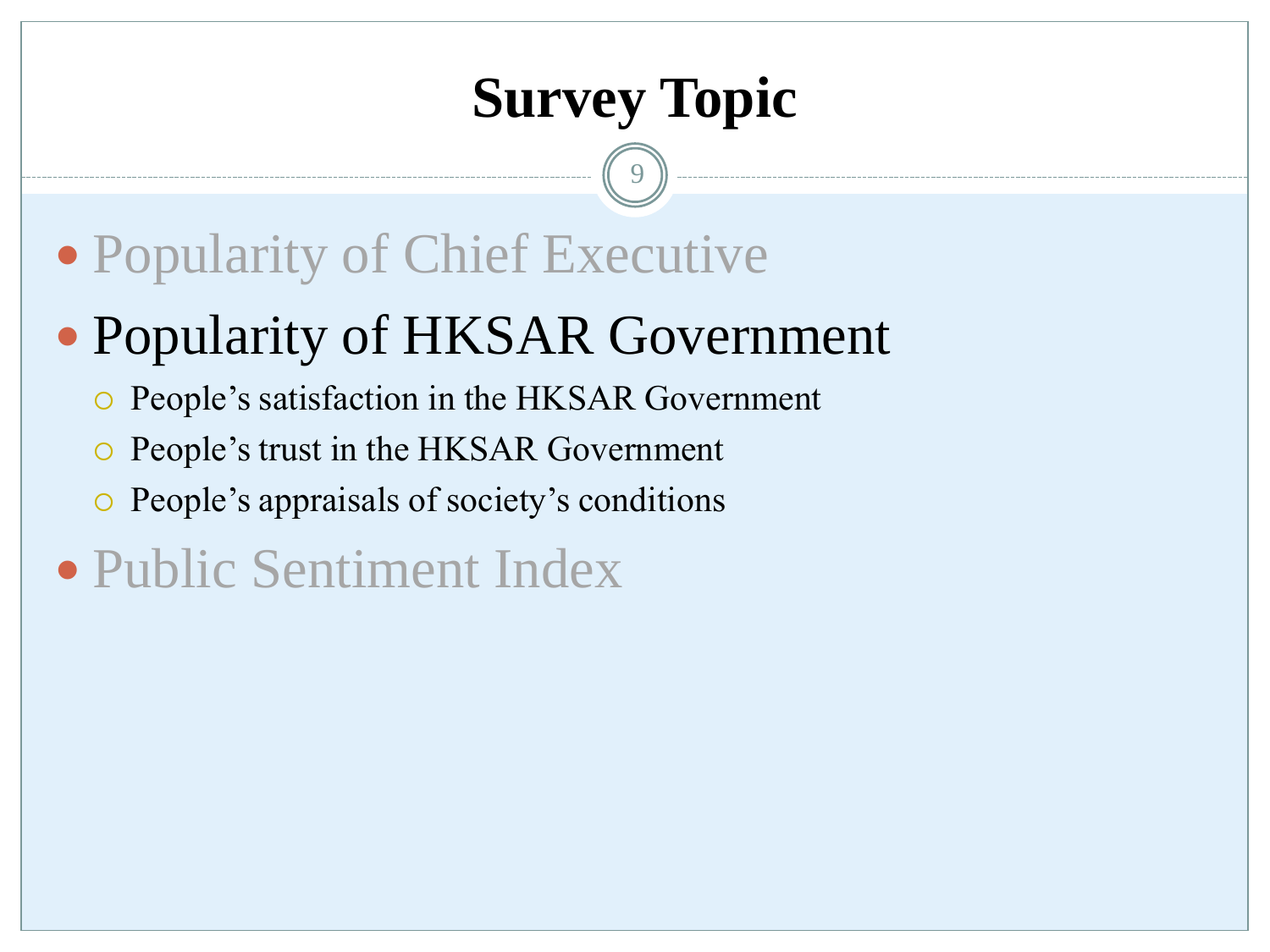# Survey Topic

- Popularity of Chief Executive
- Popularity of HKSAR Government
  - People's satisfaction in the HKSAR Government
  - People's trust in the HKSAR Government
  - People's appraisals of society's conditions
- Public Sentiment Index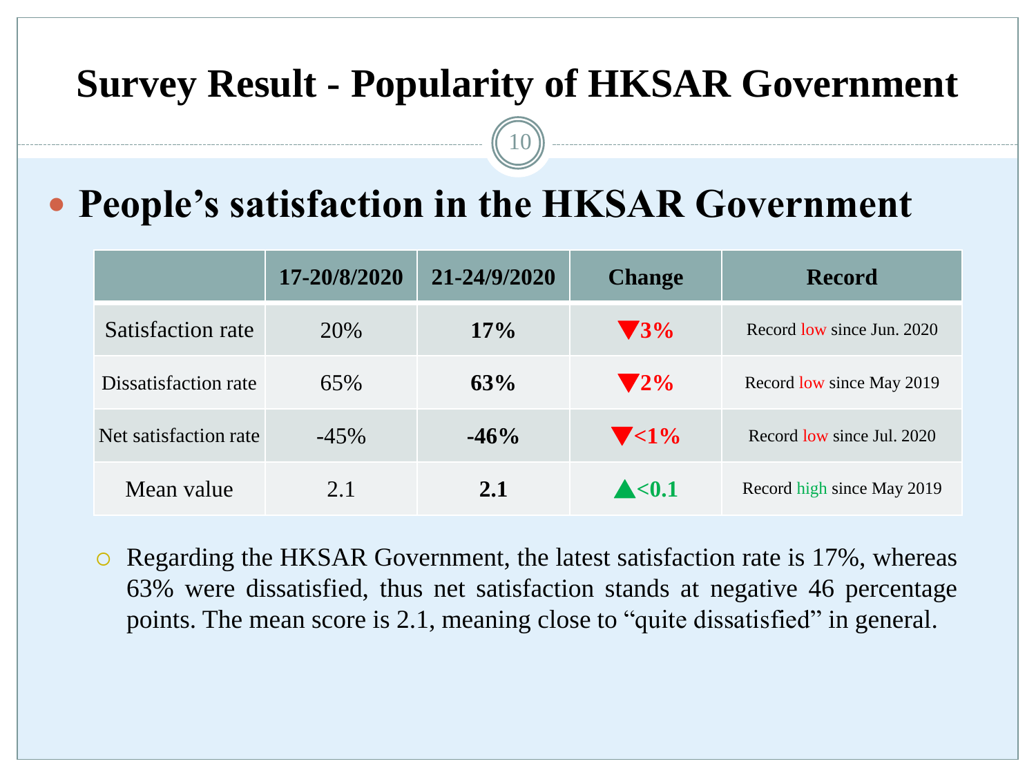# Survey Result - Popularity of HKSAR Government

## People's satisfaction in the HKSAR Government

| | 17-20/8/2020 | 21-24/9/2020 | Change | Record |
|---|---|---|---|---|
| Satisfaction rate | 20% | **17%** | ▼3% | Record low since Jun. 2020 |
| Dissatisfaction rate | 65% | **63%** | ▼2% | Record low since May 2019 |
| Net satisfaction rate | -45% | **-46%** | ▼<1% | Record low since Jul. 2020 |
| Mean value | 2.1 | **2.1** | ▲<0.1 | Record high since May 2019 |

- Regarding the HKSAR Government, the latest satisfaction rate is 17%, whereas 63% were dissatisfied, thus net satisfaction stands at negative 46 percentage points. The mean score is 2.1, meaning close to "quite dissatisfied" in general.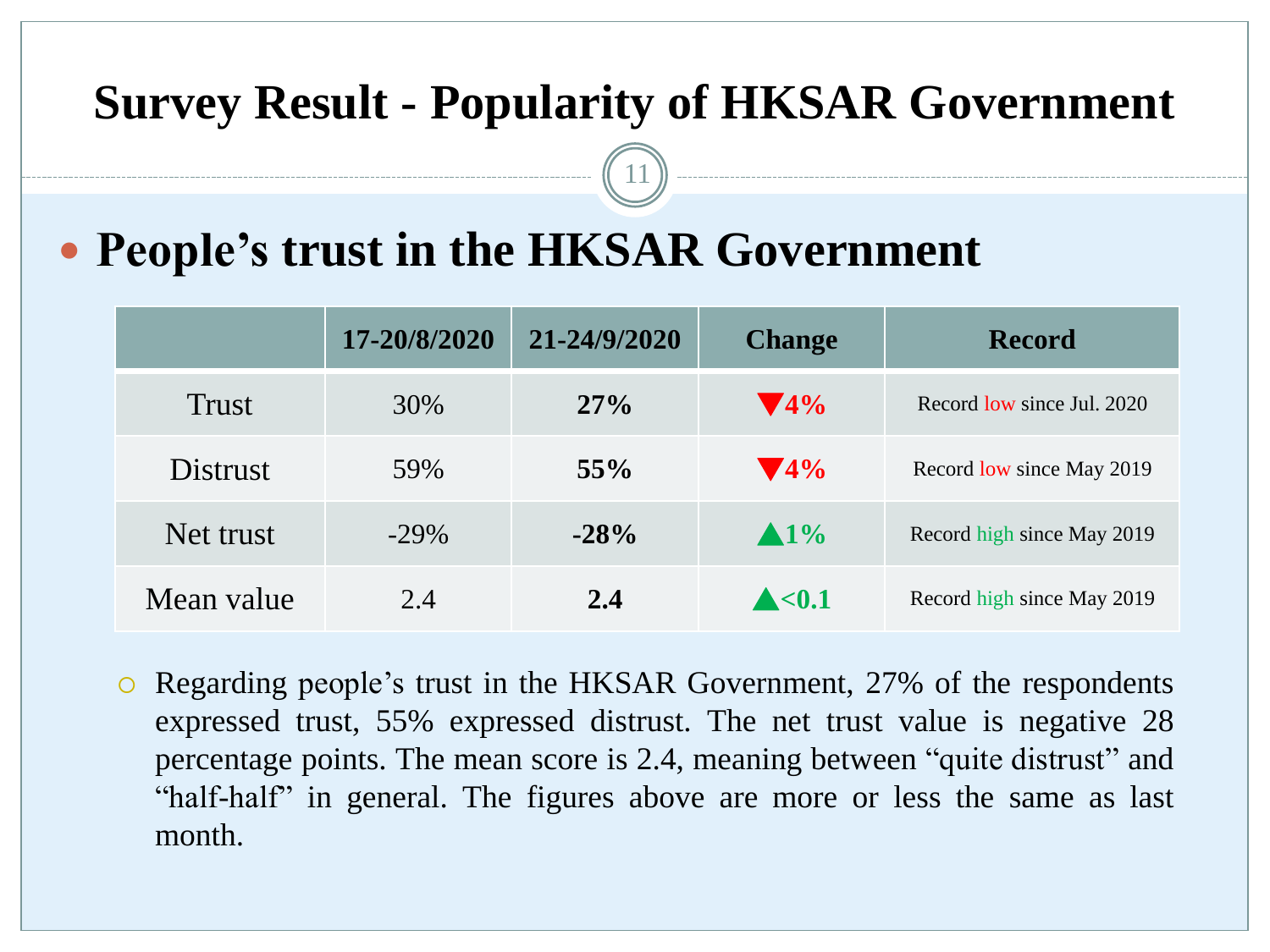# Survey Result - Popularity of HKSAR Government

## People's trust in the HKSAR Government

| | 17-20/8/2020 | 21-24/9/2020 | Change | Record |
|---|---|---|---|---|
| Trust | 30% | **27%** | ▼4% | Record low since Jul. 2020 |
| Distrust | 59% | **55%** | ▼4% | Record low since May 2019 |
| Net trust | -29% | **-28%** | ▲1% | Record high since May 2019 |
| Mean value | 2.4 | **2.4** | ▲<0.1 | Record high since May 2019 |

- Regarding people's trust in the HKSAR Government, 27% of the respondents expressed trust, 55% expressed distrust. The net trust value is negative 28 percentage points. The mean score is 2.4, meaning between "quite distrust" and "half-half" in general. The figures above are more or less the same as last month.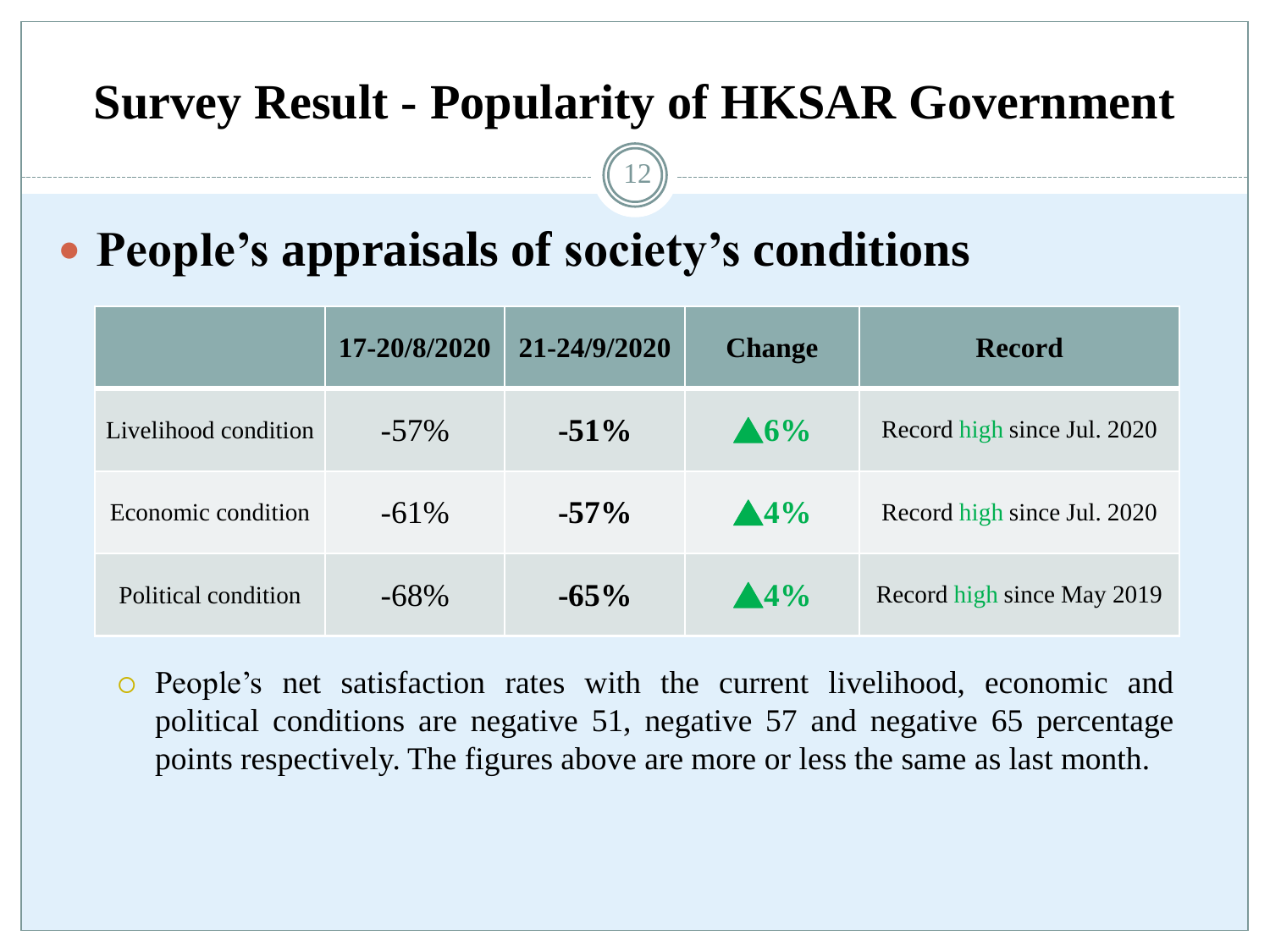# Survey Result - Popularity of HKSAR Government

## People's appraisals of society's conditions

| | 17-20/8/2020 | 21-24/9/2020 | Change | Record |
|---|---|---|---|---|
| Livelihood condition | -57% | **-51%** | **▲6%** | Record high since Jul. 2020 |
| Economic condition | -61% | **-57%** | **▲4%** | Record high since Jul. 2020 |
| Political condition | -68% | **-65%** | **▲4%** | Record high since May 2019 |

- People's net satisfaction rates with the current livelihood, economic and political conditions are negative 51, negative 57 and negative 65 percentage points respectively. The figures above are more or less the same as last month.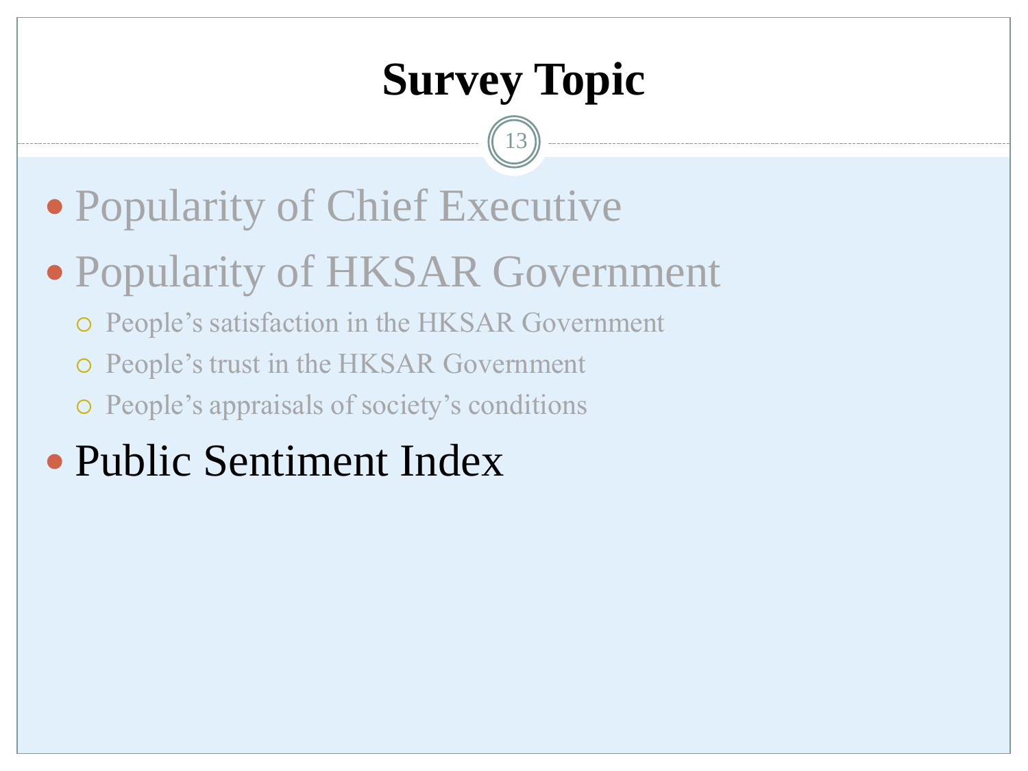# Survey Topic

- Popularity of Chief Executive
- Popularity of HKSAR Government
  - People's satisfaction in the HKSAR Government
  - People's trust in the HKSAR Government
  - People's appraisals of society's conditions
- Public Sentiment Index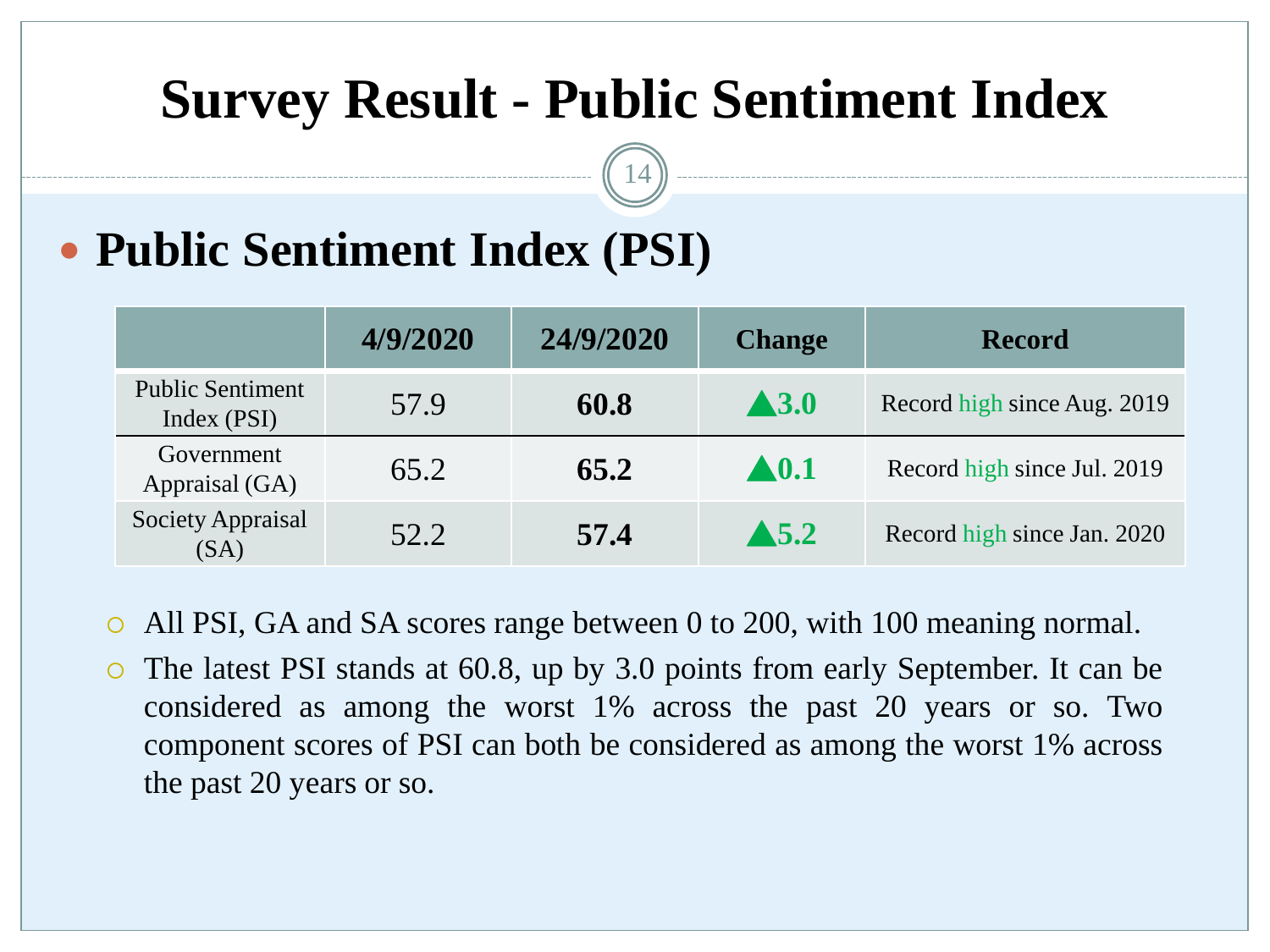# Survey Result - Public Sentiment Index

## Public Sentiment Index (PSI)

| | 4/9/2020 | 24/9/2020 | Change | Record |
|---|---|---|---|---|
| Public Sentiment Index (PSI) | 57.9 | **60.8** | ▲**3.0** | Record high since Aug. 2019 |
| Government Appraisal (GA) | 65.2 | **65.2** | ▲**0.1** | Record high since Jul. 2019 |
| Society Appraisal (SA) | 52.2 | **57.4** | ▲**5.2** | Record high since Jan. 2020 |

- All PSI, GA and SA scores range between 0 to 200, with 100 meaning normal.
- The latest PSI stands at 60.8, up by 3.0 points from early September. It can be considered as among the worst 1% across the past 20 years or so. Two component scores of PSI can both be considered as among the worst 1% across the past 20 years or so.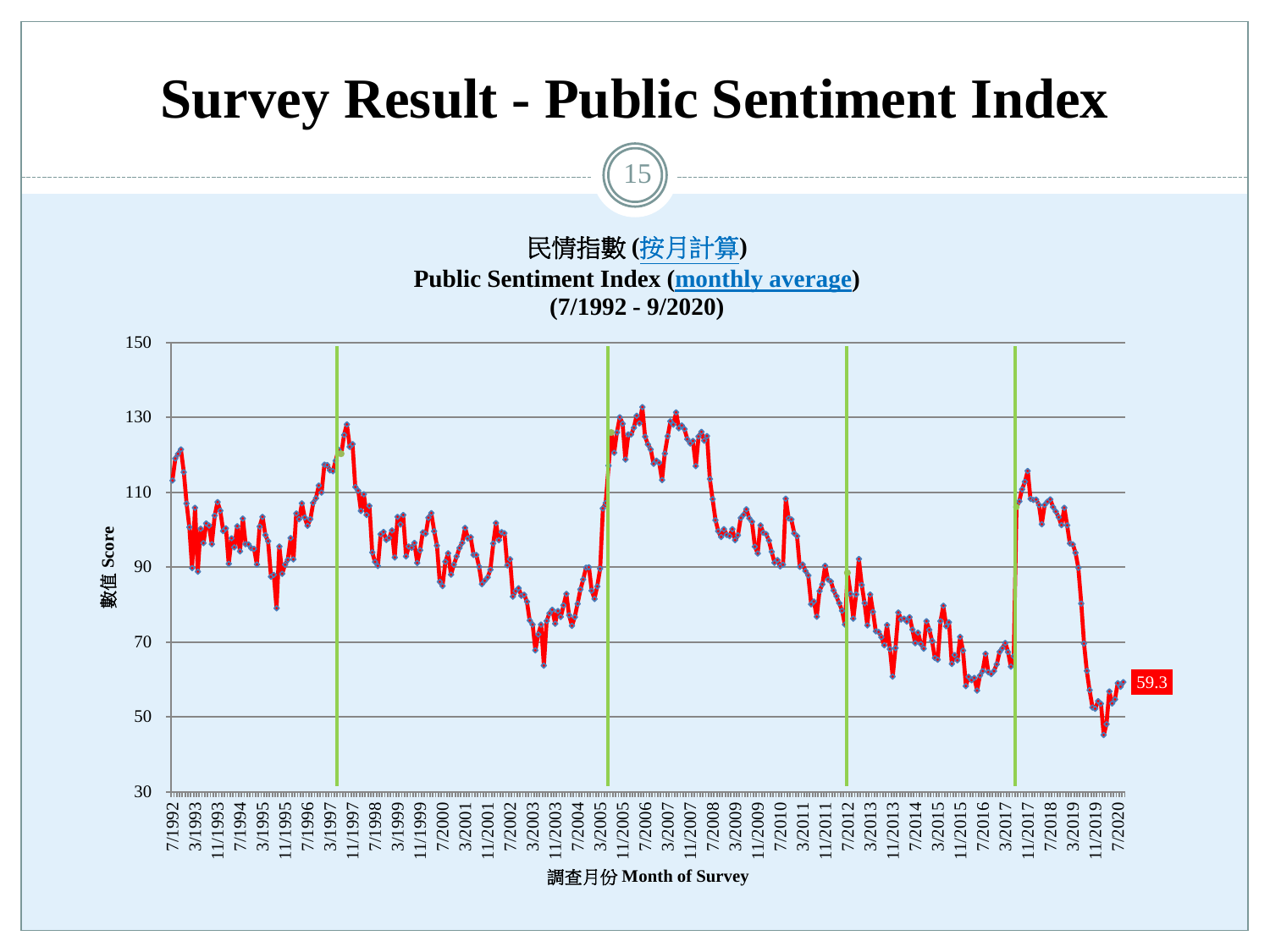# Survey Result - Public Sentiment Index

民情指數 (按月計算)
**Public Sentiment Index (monthly average)**
**(7/1992 - 9/2020)**

數值 Score

調查月份 Month of Survey

59.3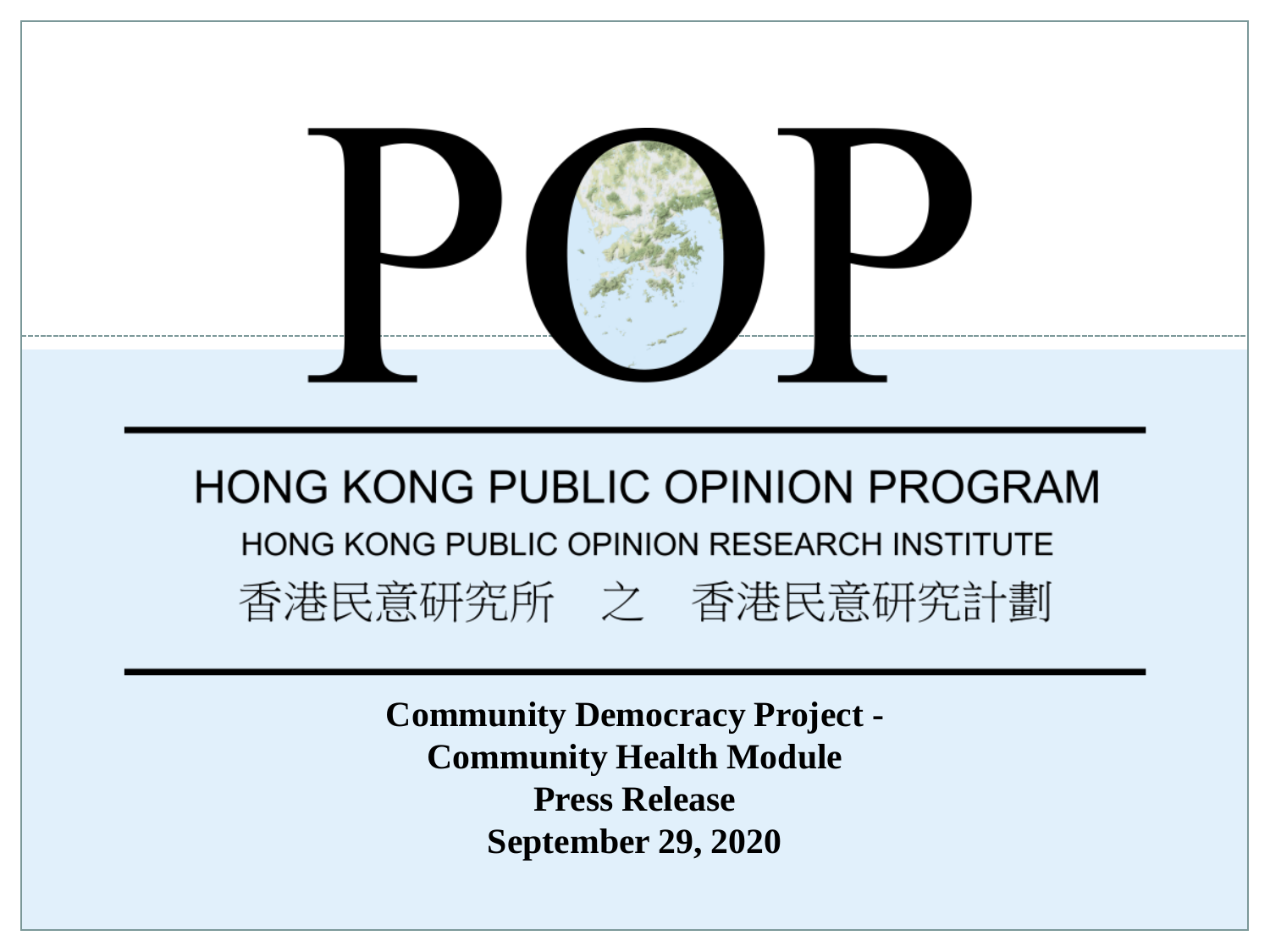# POP

HONG KONG PUBLIC OPINION PROGRAM

HONG KONG PUBLIC OPINION RESEARCH INSTITUTE

香港民意研究所　之　香港民意研究計劃

**Community Democracy Project -**
**Community Health Module**
**Press Release**
**September 29, 2020**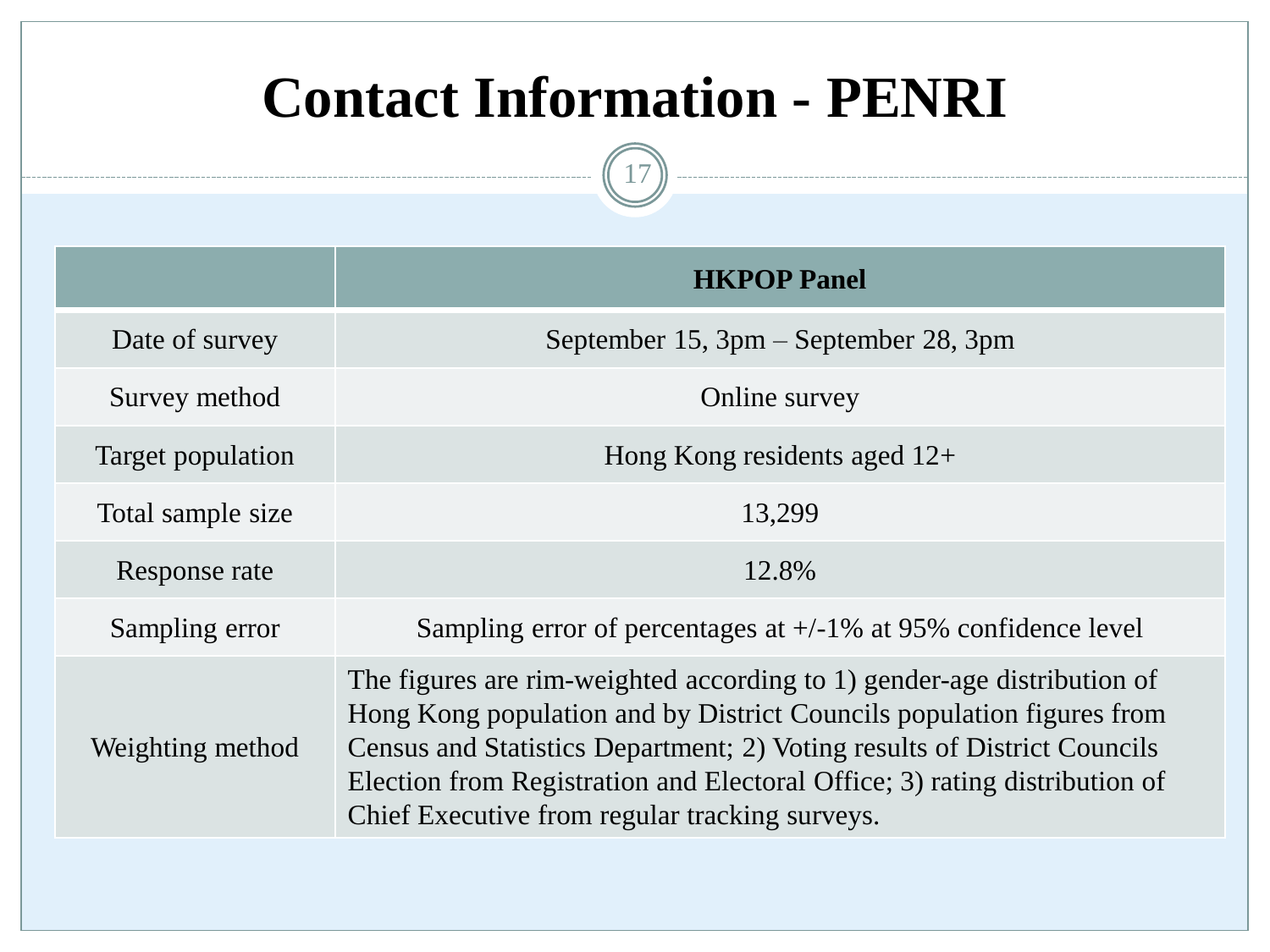# Contact Information - PENRI

| | HKPOP Panel |
|---|---|
| Date of survey | September 15, 3pm – September 28, 3pm |
| Survey method | Online survey |
| Target population | Hong Kong residents aged 12+ |
| Total sample size | 13,299 |
| Response rate | 12.8% |
| Sampling error | Sampling error of percentages at +/-1% at 95% confidence level |
| Weighting method | The figures are rim-weighted according to 1) gender-age distribution of Hong Kong population and by District Councils population figures from Census and Statistics Department; 2) Voting results of District Councils Election from Registration and Electoral Office; 3) rating distribution of Chief Executive from regular tracking surveys. |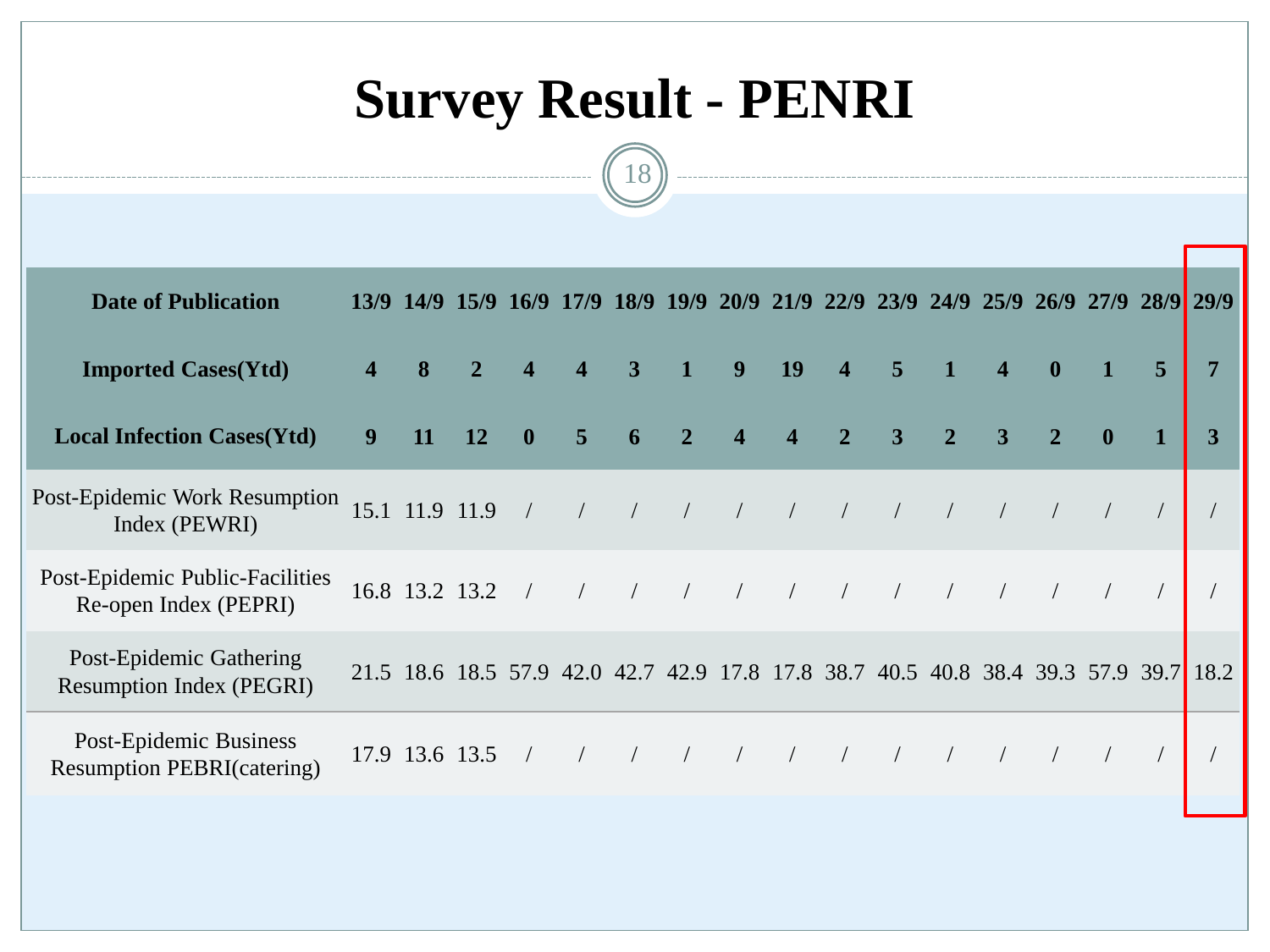# Survey Result - PENRI

| Date of Publication | 13/9 | 14/9 | 15/9 | 16/9 | 17/9 | 18/9 | 19/9 | 20/9 | 21/9 | 22/9 | 23/9 | 24/9 | 25/9 | 26/9 | 27/9 | 28/9 | 29/9 |
|---|---|---|---|---|---|---|---|---|---|---|---|---|---|---|---|---|---|
| **Imported Cases(Ytd)** | **4** | **8** | **2** | **4** | **4** | **3** | **1** | **9** | **19** | **4** | **5** | **1** | **4** | **0** | **1** | **5** | **7** |
| **Local Infection Cases(Ytd)** | **9** | **11** | **12** | **0** | **5** | **6** | **2** | **4** | **4** | **2** | **3** | **2** | **3** | **2** | **0** | **1** | **3** |
| Post-Epidemic Work Resumption Index (PEWRI) | 15.1 | 11.9 | 11.9 | / | / | / | / | / | / | / | / | / | / | / | / | / | / |
| Post-Epidemic Public-Facilities Re-open Index (PEPRI) | 16.8 | 13.2 | 13.2 | / | / | / | / | / | / | / | / | / | / | / | / | / | / |
| Post-Epidemic Gathering Resumption Index (PEGRI) | 21.5 | 18.6 | 18.5 | 57.9 | 42.0 | 42.7 | 42.9 | 17.8 | 17.8 | 38.7 | 40.5 | 40.8 | 38.4 | 39.3 | 57.9 | 39.7 | 18.2 |
| Post-Epidemic Business Resumption PEBRI(catering) | 17.9 | 13.6 | 13.5 | / | / | / | / | / | / | / | / | / | / | / | / | / | / |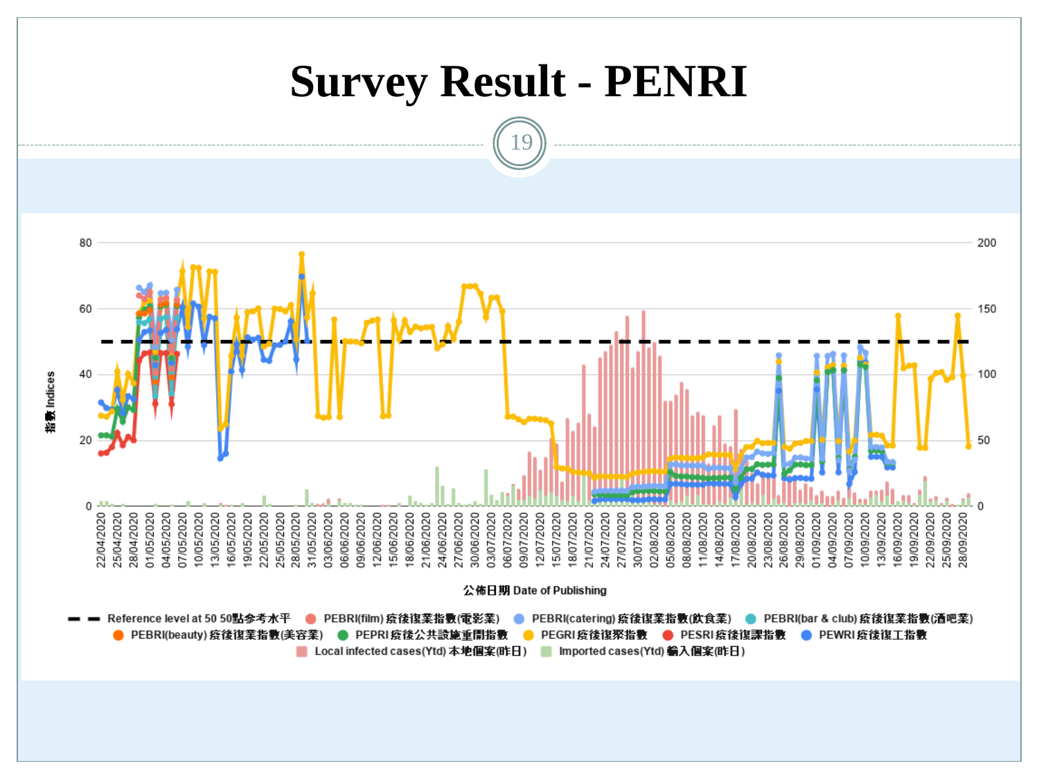# Survey Result - PENRI

80
60
40
20
0

200
150
100
50
0

指數 Indices

22/04/2020
25/04/2020
28/04/2020
01/05/2020
04/05/2020
07/05/2020
10/05/2020
13/05/2020
16/05/2020
19/05/2020
22/05/2020
25/05/2020
28/05/2020
31/05/2020
03/06/2020
06/06/2020
09/06/2020
12/06/2020
15/06/2020
18/06/2020
21/06/2020
24/06/2020
27/06/2020
30/06/2020
03/07/2020
06/07/2020
09/07/2020
12/07/2020
15/07/2020
18/07/2020
21/07/2020
24/07/2020
27/07/2020
30/07/2020
02/08/2020
05/08/2020
08/08/2020
11/08/2020
14/08/2020
17/08/2020
20/08/2020
23/08/2020
26/08/2020
29/08/2020
01/09/2020
04/09/2020
07/09/2020
10/09/2020
13/09/2020
16/09/2020
19/09/2020
22/09/2020
25/09/2020
28/09/2020

公佈日期 Date of Publishing

Reference level at 50 50點參考水平
PEBRI(film) 疫後復業指數(電影業)
PEBRI(catering) 疫後復業指數(飲食業)
PEBRI(bar & club) 疫後復業指數(酒吧業)
PEBRI(beauty) 疫後復業指數(美容業)
PEPRI 疫後公共設施重開指數
PEGRI 疫後復聚指數
PESRI 疫後復課指數
PEWRI 疫後復工指數
Local infected cases(Ytd) 本地個案(昨日)
Imported cases(Ytd) 輸入個案(昨日)